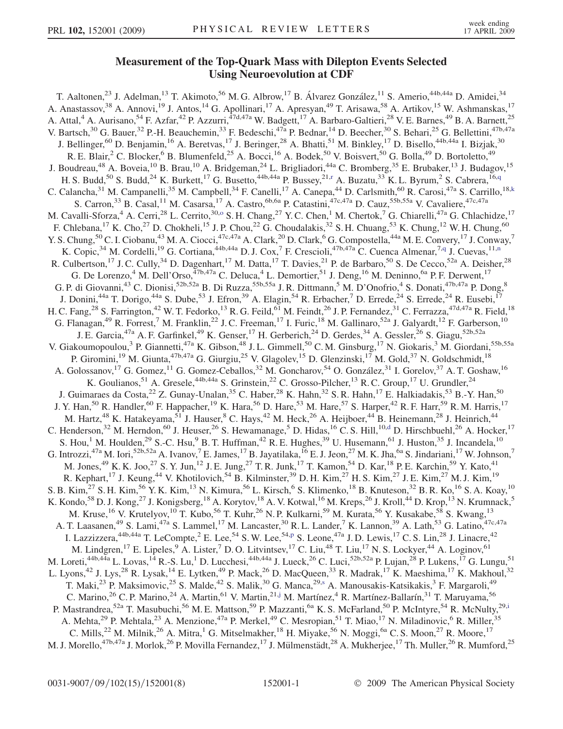# Measurement of the Top-Quark Mass with Dilepton Events Selected Using Neuroevolution at CDF

T. Aaltonen,[23] J. Adelman,[13] T. Akimoto,[56] M. G. Albrow,[17] B. Álvarez González,[11] S. Amerio,[44b,44a] D. Amidei,[34] A. Anastassov,[38] A. Annovi,[19] J. Antos,[14] G. Apollinari,[17] A. Apresyan,[49] T. Arisawa,[58] A. Artikov,[15] W. Ashmanskas,[17] A. Attal,[4] A. Aurisano,[54] F. Azfar,[42] P. Azzurri,[47d,47a] W. Badgett,[17] A. Barbaro-Galtieri,[28] V. E. Barnes,[49] B. A. Barnett,[25] V. Bartsch,[30] G. Bauer,[32] P.-H. Beauchemin,[33] F. Bedeschi,[47a] P. Bednar,[14] D. Beecher,[30] S. Behari,[25] G. Bellettini,[47b,47a] J. Bellinger,[60] D. Benjamin,[16] A. Beretvas,[17] J. Beringer,[28] A. Bhatti,[51] M. Binkley,[17] D. Bisello,[44b,44a] I. Bizjak,[30] R. E. Blair,[2] C. Blocker,[6] B. Blumenfeld,[25] A. Bocci,[16] A. Bodek,[50] V. Boisvert,[50] G. Bolla,[49] D. Bortoletto,[49] J. Boudreau,[48] A. Boveia,[10] B. Brau,[10] A. Bridgeman,[24] L. Brigliadori,[44a] C. Bromberg,[35] E. Brubaker,[13] J. Budagov,[15] H. S. Budd,[50] S. Budd,[24] K. Burkett,[17] G. Busetto,[44b,44a] P. Bussey,[21,r] A. Buzatu,[33] K. L. Byrum,[2] S. Cabrera,[16,q] C. Calancha,[31] M. Campanelli,[35] M. Campbell,[34] F. Canelli,[17] A. Canepa,[44] D. Carlsmith,[60] R. Carosi,[47a] S. Carrillo,[18,k] S. Carron,[33] B. Casal,[11] M. Casarsa,[17] A. Castro,[6b,6a] P. Catastini,[47c,47a] D. Cauz,[55b,55a] V. Cavaliere,[47c,47a] M. Cavalli-Sforza,[4] A. Cerri,[28] L. Cerrito,[30,o] S. H. Chang,[27] Y. C. Chen,[1] M. Chertok,[7] G. Chiarelli,[47a] G. Chlachidze,[17] F. Chlebana,[17] K. Cho,[27] D. Chokheli,[15] J. P. Chou,[22] G. Choudalakis,[32] S. H. Chuang,[53] K. Chung,[12] W. H. Chung,[60] Y. S. Chung,[50] C. I. Ciobanu,[43] M. A. Ciocci,[47c,47a] A. Clark,[20] D. Clark,[6] G. Compostella,[44a] M. E. Convery,[17] J. Conway,[7] K. Copic,[34] M. Cordelli,[19] G. Cortiana,[44b,44a] D. J. Cox,[7] F. Crescioli,[47b,47a] C. Cuenca Almenar,[7,q] J. Cuevas,[11,n] R. Culbertson,[17] J. C. Cully,[34] D. Dagenhart,[17] M. Datta,[17] T. Davies,[21] P. de Barbaro,[50] S. De Cecco,[52a] A. Deisher,[28] G. De Lorenzo,[4] M. Dell'Orso,[47b,47a] C. Deluca,[4] L. Demortier,[51] J. Deng,[16] M. Deninno,[6a] P. F. Derwent,[17] G. P. di Giovanni,[43] C. Dionisi,[52b,52a] B. Di Ruzza,[55b,55a] J. R. Dittmann,[5] M. D'Onofrio,[4] S. Donati,[47b,47a] P. Dong,[8] J. Donini,[44a] T. Dorigo,[44a] S. Dube,[53] J. Efron,[39] A. Elagin,[54] R. Erbacher,[7] D. Errede,[24] S. Errede,[24] R. Eusebi,[17] H. C. Fang,[28] S. Farrington,[42] W. T. Fedorko,[13] R. G. Feild,[61] M. Feindt,[26] J. P. Fernandez,[31] C. Ferrazza,[47d,47a] R. Field,[18] G. Flanagan,[49] R. Forrest,[7] M. Franklin,[22] J. C. Freeman,[17] I. Furic,[18] M. Gallinaro,[52a] J. Galyardt,[12] F. Garberson,[10] J. E. Garcia,[47a] A. F. Garfinkel,[49] K. Genser,[17] H. Gerberich,[24] D. Gerdes,[34] A. Gessler,[26] S. Giagu,[52b,52a] V. Giakoumopoulou,[3] P. Giannetti,[47a] K. Gibson,[48] J. L. Gimmell,[50] C. M. Ginsburg,[17] N. Giokaris,[3] M. Giordani,[55b,55a] P. Giromini,[19] M. Giunta,[47b,47a] G. Giurgiu,[25] V. Glagolev,[15] D. Glenzinski,[17] M. Gold,[37] N. Goldschmidt,[18] A. Golossanov,[17] G. Gomez,[11] G. Gomez-Ceballos,[32] M. Goncharov,[54] O. González,[31] I. Gorelov,[37] A. T. Goshaw,[16] K. Goulianos,[51] A. Gresele,[44b,44a] S. Grinstein,[22] C. Grosso-Pilcher,[13] R. C. Group,[17] U. Grundler,[24] J. Guimaraes da Costa,[22] Z. Gunay-Unalan,[35] C. Haber,[28] K. Hahn,[32] S. R. Hahn,[17] E. Halkiadakis,[53] B.-Y. Han,[50] J. Y. Han,[50] R. Handler,[60] F. Happacher,[19] K. Hara,[56] D. Hare,[53] M. Hare,[57] S. Harper,[42] R. F. Harr,[59] R. M. Harris,[17] M. Hartz,[48] K. Hatakeyama,[51] J. Hauser,[8] C. Hays,[42] M. Heck,[26] A. Heijboer,[44] B. Heinemann,[28] J. Heinrich,[44] C. Henderson,[32] M. Herndon,[60] J. Heuser,[26] S. Hewamanage,[5] D. Hidas,[16] C. S. Hill,[10,d] D. Hirschbuehl,[26] A. Hocker,[17] S. Hou,[1] M. Houlden,[29] S.-C. Hsu,[9] B. T. Huffman,[42] R. E. Hughes,[39] U. Husemann,[61] J. Huston,[35] J. Incandela,[10] G. Introzzi,[47a] M. Iori,[52b,52a] A. Ivanov,[7] E. James,[17] B. Jayatilaka,[16] E. J. Jeon,[27] M. K. Jha,[6a] S. Jindariani,[17] W. Johnson,[7] M. Jones,[49] K. K. Joo,[27] S. Y. Jun,[12] J. E. Jung,[27] T. R. Junk,[17] T. Kamon,[54] D. Kar,[18] P. E. Karchin,[59] Y. Kato,[41] R. Kephart,[17] J. Keung,[44] V. Khotilovich,[54] B. Kilminster,[39] D. H. Kim,[27] H. S. Kim,[27] J. E. Kim,[27] M. J. Kim,[19] S. B. Kim,[27] S. H. Kim,[56] Y. K. Kim,[13] N. Kimura,[56] L. Kirsch,[6] S. Klimenko,[18] B. Knuteson,[32] B. R. Ko,[16] S. A. Koay,[10] K. Kondo,[58] D. J. Kong,[27] J. Konigsberg,[18] A. Korytov,[18] A. V. Kotwal,[16] M. Kreps,[26] J. Kroll,[44] D. Krop,[13] N. Krumnack,[5] M. Kruse,[16] V. Krutelyov,[10] T. Kubo,[56] T. Kuhr,[26] N. P. Kulkarni,[59] M. Kurata,[56] Y. Kusakabe,[58] S. Kwang,[13] A. T. Laasanen,[49] S. Lami,[47a] S. Lammel,[17] M. Lancaster,[30] R. L. Lander,[7] K. Lannon,[39] A. Lath,[53] G. Latino,[47c,47a] I. Lazzizzera,[44b,44a] T. LeCompte,[2] E. Lee,[54] S. W. Lee,[54,p] S. Leone,[47a] J. D. Lewis,[17] C. S. Lin,[28] J. Linacre,[42] M. Lindgren,[17] E. Lipeles,[9] A. Lister,[7] D. O. Litvintsev,[17] C. Liu,[48] T. Liu,[17] N. S. Lockyer,[44] A. Loginov,[61] M. Loreti,[44b,44a] L. Lovas,[14] R.-S. Lu,[1] D. Lucchesi,[44b,44a] J. Lueck,[26] C. Luci,[52b,52a] P. Lujan,[28] P. Lukens,[17] G. Lungu,[51] L. Lyons,[42] J. Lys,[28] R. Lysak,[14] E. Lytken,[49] P. Mack,[26] D. MacQueen,[33] R. Madrak,[17] K. Maeshima,[17] K. Makhoul,[32] T. Maki,[23] P. Maksimovic,[25] S. Malde,[42] S. Malik,[30] G. Manca,[29,s] A. Manousakis-Katsikakis,[3] F. Margaroli,[49] C. Marino,[26] C. P. Marino,[24] A. Martin,[61] V. Martin,[21,j] M. Martínez,[4] R. Martínez-Ballarín,[31] T. Maruyama,[56] P. Mastrandrea,[52a] T. Masubuchi,[56] M. E. Mattson,[59] P. Mazzanti,[6a] K. S. McFarland,[50] P. McIntyre,[54] R. McNulty,[29,i] A. Mehta,[29] P. Mehtala,[23] A. Menzione,[47a] P. Merkel,[49] C. Mesropian,[51] T. Miao,[17] N. Miladinovic,[6] R. Miller,[35] C. Mills,[22] M. Milnik,[26] A. Mitra,[1] G. Mitselmakher,[18] H. Miyake,[56] N. Moggi,[6a] C. S. Moon,[27] R. Moore,[17] M. J. Morello,[47b,47a] J. Morlok,[26] P. Movilla Fernandez,[17] J. Mülmenstädt,[28] A. Mukherjee,[17] Th. Muller,[26] R. Mumford,[25]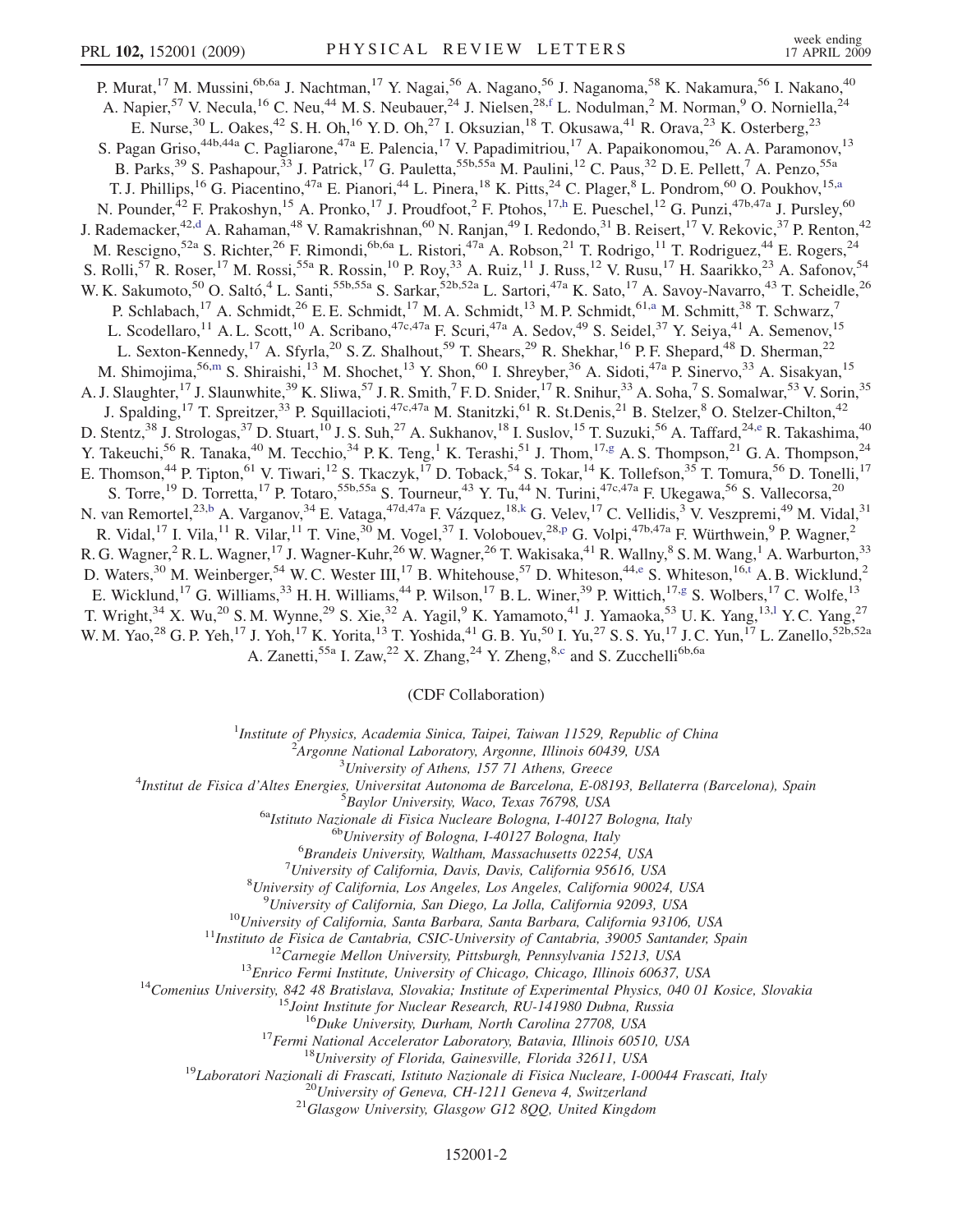P. Murat,[17] M. Mussini,[6b,6a] J. Nachtman,[17] Y. Nagai,[56] A. Nagano,[56] J. Naganoma,[58] K. Nakamura,[56] I. Nakano,[40] A. Napier,[57] V. Necula,[16] C. Neu,[44] M. S. Neubauer,[24] J. Nielsen,[28,f] L. Nodulman,[2] M. Norman,[9] O. Norniella,[24] E. Nurse,[30] L. Oakes,[42] S. H. Oh,[16] Y. D. Oh,[27] I. Oksuzian,[18] T. Okusawa,[41] R. Orava,[23] K. Osterberg,[23] S. Pagan Griso,[44b,44a] C. Pagliarone,[47a] E. Palencia,[17] V. Papadimitriou,[17] A. Papaikonomou,[26] A. A. Paramonov,[13] B. Parks,[39] S. Pashapour,[33] J. Patrick,[17] G. Pauletta,[55b,55a] M. Paulini,[12] C. Paus,[32] D. E. Pellett,[7] A. Penzo,[55a] T. J. Phillips,[16] G. Piacentino,[47a] E. Pianori,[44] L. Pinera,[18] K. Pitts,[24] C. Plager,[8] L. Pondrom,[60] O. Poukhov,[15,a] N. Pounder,[42] F. Prakoshyn,[15] A. Pronko,[17] J. Proudfoot,[2] F. Ptohos,[17,h] E. Pueschel,[12] G. Punzi,[47b,47a] J. Pursley,[60] J. Rademacker,[42,d] A. Rahaman,[48] V. Ramakrishnan,[60] N. Ranjan,[49] I. Redondo,[31] B. Reisert,[17] V. Rekovic,[37] P. Renton,[42] M. Rescigno,[52a] S. Richter,[26] F. Rimondi,[6b,6a] L. Ristori,[47a] A. Robson,[21] T. Rodrigo,[11] T. Rodriguez,[44] E. Rogers,[24] S. Rolli,[57] R. Roser,[17] M. Rossi,[55a] R. Rossin,[10] P. Roy,[33] A. Ruiz,[11] J. Russ,[12] V. Rusu,[17] H. Saarikko,[23] A. Safonov,[54] W. K. Sakumoto,[50] O. Saltó,[4] L. Santi,[55b,55a] S. Sarkar,[52b,52a] L. Sartori,[47a] K. Sato,[17] A. Savoy-Navarro,[43] T. Scheidle,[26] P. Schlabach,[17] A. Schmidt,[26] E. E. Schmidt,[17] M. A. Schmidt,[13] M. P. Schmidt,[61,a] M. Schmitt,[38] T. Schwarz,[7] L. Scodellaro,[11] A. L. Scott,[10] A. Scribano,[47c,47a] F. Scuri,[47a] A. Sedov,[49] S. Seidel,[37] Y. Seiya,[41] A. Semenov,[15] L. Sexton-Kennedy,[17] A. Sfyrla,[20] S. Z. Shalhout,[59] T. Shears,[29] R. Shekhar,[16] P. F. Shepard,[48] D. Sherman,[22] M. Shimojima,[56,m] S. Shiraishi,[13] M. Shochet,[13] Y. Shon,[60] I. Shreyber,[36] A. Sidoti,[47a] P. Sinervo,[33] A. Sisakyan,[15] A. J. Slaughter,[17] J. Slaunwhite,[39] K. Sliwa,[57] J. R. Smith,[7] F. D. Snider,[17] R. Snihur,[33] A. Soha,[7] S. Somalwar,[53] V. Sorin,[35] J. Spalding,[17] T. Spreitzer,[33] P. Squillacioti,[47c,47a] M. Stanitzki,[61] R. St.Denis,[21] B. Stelzer,[8] O. Stelzer-Chilton,[42] D. Stentz,[38] J. Strologas,[37] D. Stuart,[10] J. S. Suh,[27] A. Sukhanov,[18] I. Suslov,[15] T. Suzuki,[56] A. Taffard,[24,e] R. Takashima,[40] Y. Takeuchi,[56] R. Tanaka,[40] M. Tecchio,[34] P. K. Teng,[1] K. Terashi,[51] J. Thom,[17,g] A. S. Thompson,[21] G. A. Thompson,[24] E. Thomson,[44] P. Tipton,[61] V. Tiwari,[12] S. Tkaczyk,[17] D. Toback,[54] S. Tokar,[14] K. Tollefson,[35] T. Tomura,[56] D. Tonelli,[17] S. Torre,[19] D. Torretta,[17] P. Totaro,[55b,55a] S. Tourneur,[43] Y. Tu,[44] N. Turini,[47c,47a] F. Ukegawa,[56] S. Vallecorsa,[20] N. van Remortel,[23,b] A. Varganov,[34] E. Vataga,[47d,47a] F. Vázquez,[18,k] G. Velev,[17] C. Vellidis,[3] V. Veszpremi,[49] M. Vidal,[31] R. Vidal,[17] I. Vila,[11] R. Vilar,[11] T. Vine,[30] M. Vogel,[37] I. Volobouev,[28,p] G. Volpi,[47b,47a] F. Würthwein,[9] P. Wagner,[2] R. G. Wagner,[2] R. L. Wagner,[17] J. Wagner-Kuhr,[26] W. Wagner,[26] T. Wakisaka,[41] R. Wallny,[8] S. M. Wang,[1] A. Warburton,[33] D. Waters,[30] M. Weinberger,[54] W. C. Wester III,[17] B. Whitehouse,[57] D. Whiteson,[44,e] S. Whiteson,[16,t] A. B. Wicklund,[2] E. Wicklund,[17] G. Williams,[33] H. H. Williams,[44] P. Wilson,[17] B. L. Winer,[39] P. Wittich,[17,g] S. Wolbers,[17] C. Wolfe,[13] T. Wright,[34] X. Wu,[20] S. M. Wynne,[29] S. Xie,[32] A. Yagil,[9] K. Yamamoto,[41] J. Yamaoka,[53] U. K. Yang,[13,l] Y. C. Yang,[27] W. M. Yao,[28] G. P. Yeh,[17] J. Yoh,[17] K. Yorita,[13] T. Yoshida,[41] G. B. Yu,[50] I. Yu,[27] S. S. Yu,[17] J. C. Yun,[17] L. Zanello,[52b,52a] A. Zanetti,[55a] I. Zaw,[22] X. Zhang,[24] Y. Zheng,[8,c] and S. Zucchelli[6b,6a]

(CDF Collaboration)

[1]*Institute of Physics, Academia Sinica, Taipei, Taiwan 11529, Republic of China*
[2]*Argonne National Laboratory, Argonne, Illinois 60439, USA*
[3]*University of Athens, 157 71 Athens, Greece*
[4]*Institut de Fisica d'Altes Energies, Universitat Autonoma de Barcelona, E-08193, Bellaterra (Barcelona), Spain*
[5]*Baylor University, Waco, Texas 76798, USA*
[6a]*Istituto Nazionale di Fisica Nucleare Bologna, I-40127 Bologna, Italy*
[6b]*University of Bologna, I-40127 Bologna, Italy*
[6]*Brandeis University, Waltham, Massachusetts 02254, USA*
[7]*University of California, Davis, Davis, California 95616, USA*
[8]*University of California, Los Angeles, Los Angeles, California 90024, USA*
[9]*University of California, San Diego, La Jolla, California 92093, USA*
[10]*University of California, Santa Barbara, Santa Barbara, California 93106, USA*
[11]*Instituto de Fisica de Cantabria, CSIC-University of Cantabria, 39005 Santander, Spain*
[12]*Carnegie Mellon University, Pittsburgh, Pennsylvania 15213, USA*
[13]*Enrico Fermi Institute, University of Chicago, Chicago, Illinois 60637, USA*
[14]*Comenius University, 842 48 Bratislava, Slovakia; Institute of Experimental Physics, 040 01 Kosice, Slovakia*
[15]*Joint Institute for Nuclear Research, RU-141980 Dubna, Russia*
[16]*Duke University, Durham, North Carolina 27708, USA*
[17]*Fermi National Accelerator Laboratory, Batavia, Illinois 60510, USA*
[18]*University of Florida, Gainesville, Florida 32611, USA*
[19]*Laboratori Nazionali di Frascati, Istituto Nazionale di Fisica Nucleare, I-00044 Frascati, Italy*
[20]*University of Geneva, CH-1211 Geneva 4, Switzerland*
[21]*Glasgow University, Glasgow G12 8QQ, United Kingdom*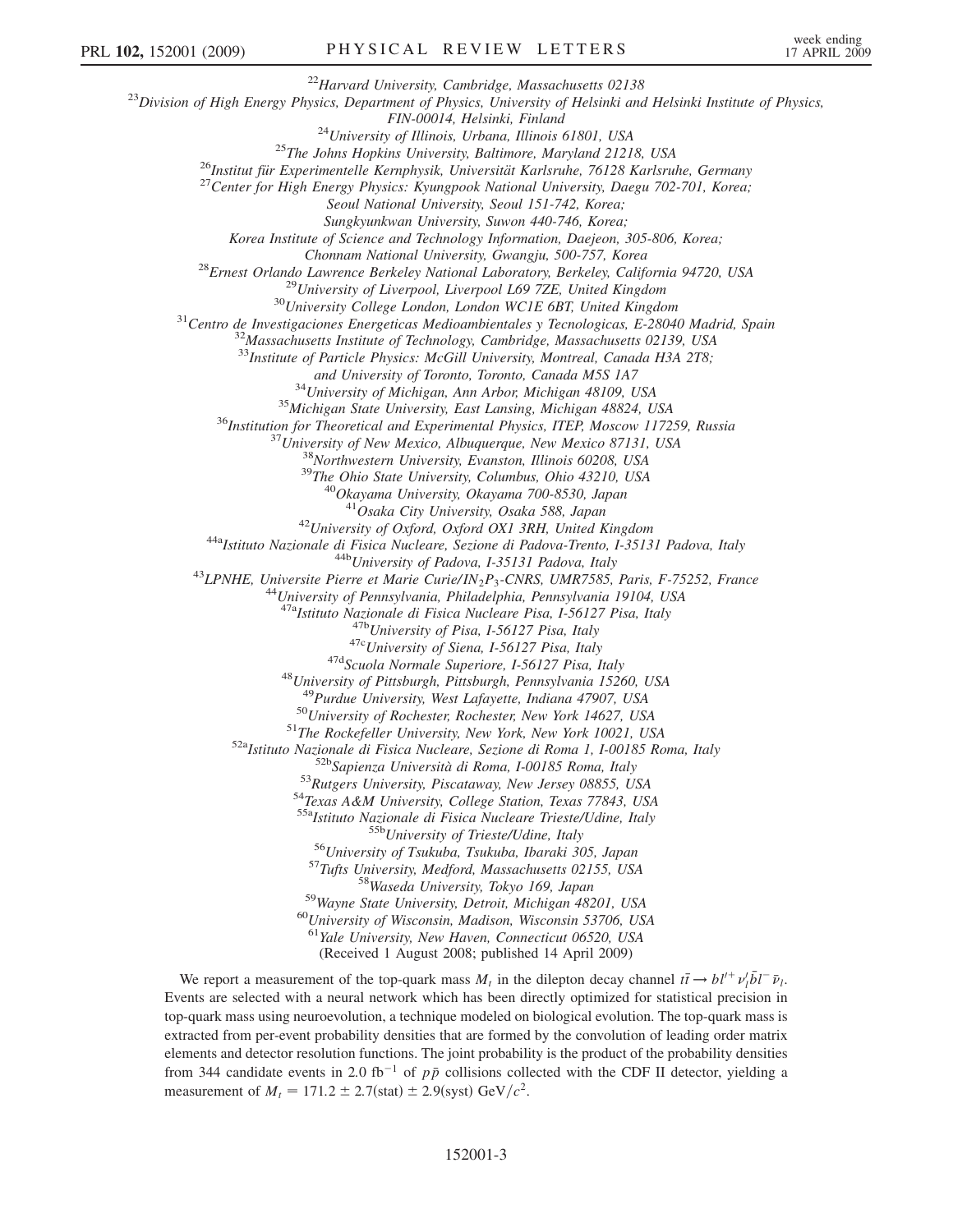[22]Harvard University, Cambridge, Massachusetts 02138

[23]Division of High Energy Physics, Department of Physics, University of Helsinki and Helsinki Institute of Physics, FIN-00014, Helsinki, Finland

[24]University of Illinois, Urbana, Illinois 61801, USA

[25]The Johns Hopkins University, Baltimore, Maryland 21218, USA

[26]Institut für Experimentelle Kernphysik, Universität Karlsruhe, 76128 Karlsruhe, Germany

[27]Center for High Energy Physics: Kyungpook National University, Daegu 702-701, Korea; Seoul National University, Seoul 151-742, Korea; Sungkyunkwan University, Suwon 440-746, Korea; Korea Institute of Science and Technology Information, Daejeon, 305-806, Korea; Chonnam National University, Gwangju, 500-757, Korea

[28]Ernest Orlando Lawrence Berkeley National Laboratory, Berkeley, California 94720, USA

[29]University of Liverpool, Liverpool L69 7ZE, United Kingdom

[30]University College London, London WC1E 6BT, United Kingdom

[31]Centro de Investigaciones Energeticas Medioambientales y Tecnologicas, E-28040 Madrid, Spain

[32]Massachusetts Institute of Technology, Cambridge, Massachusetts 02139, USA

[33]Institute of Particle Physics: McGill University, Montreal, Canada H3A 2T8; and University of Toronto, Toronto, Canada M5S 1A7

[34]University of Michigan, Ann Arbor, Michigan 48109, USA

[35]Michigan State University, East Lansing, Michigan 48824, USA

[36]Institution for Theoretical and Experimental Physics, ITEP, Moscow 117259, Russia

[37]University of New Mexico, Albuquerque, New Mexico 87131, USA

[38]Northwestern University, Evanston, Illinois 60208, USA

[39]The Ohio State University, Columbus, Ohio 43210, USA

[40]Okayama University, Okayama 700-8530, Japan

[41]Osaka City University, Osaka 588, Japan

[42]University of Oxford, Oxford OX1 3RH, United Kingdom

[44a]Istituto Nazionale di Fisica Nucleare, Sezione di Padova-Trento, I-35131 Padova, Italy

[44b]University of Padova, I-35131 Padova, Italy

[43]LPNHE, Universite Pierre et Marie Curie/IN$_2$P$_3$-CNRS, UMR7585, Paris, F-75252, France

[44]University of Pennsylvania, Philadelphia, Pennsylvania 19104, USA

[47a]Istituto Nazionale di Fisica Nucleare Pisa, I-56127 Pisa, Italy

[47b]University of Pisa, I-56127 Pisa, Italy

[47c]University of Siena, I-56127 Pisa, Italy

[47d]Scuola Normale Superiore, I-56127 Pisa, Italy

[48]University of Pittsburgh, Pittsburgh, Pennsylvania 15260, USA

[49]Purdue University, West Lafayette, Indiana 47907, USA

[50]University of Rochester, Rochester, New York 14627, USA

[51]The Rockefeller University, New York, New York 10021, USA

[52a]Istituto Nazionale di Fisica Nucleare, Sezione di Roma 1, I-00185 Roma, Italy

[52b]Sapienza Università di Roma, I-00185 Roma, Italy

[53]Rutgers University, Piscataway, New Jersey 08855, USA

[54]Texas A&M University, College Station, Texas 77843, USA

[55a]Istituto Nazionale di Fisica Nucleare Trieste/Udine, Italy

[55b]University of Trieste/Udine, Italy

[56]University of Tsukuba, Tsukuba, Ibaraki 305, Japan

[57]Tufts University, Medford, Massachusetts 02155, USA

[58]Waseda University, Tokyo 169, Japan

[59]Wayne State University, Detroit, Michigan 48201, USA

[60]University of Wisconsin, Madison, Wisconsin 53706, USA

[61]Yale University, New Haven, Connecticut 06520, USA

(Received 1 August 2008; published 14 April 2009)

We report a measurement of the top-quark mass $M_t$ in the dilepton decay channel $t\bar{t} \to bl'^{+}\nu_l' \bar{b}l^{-}\bar{\nu}_l$. Events are selected with a neural network which has been directly optimized for statistical precision in top-quark mass using neuroevolution, a technique modeled on biological evolution. The top-quark mass is extracted from per-event probability densities that are formed by the convolution of leading order matrix elements and detector resolution functions. The joint probability is the product of the probability densities from 344 candidate events in 2.0 fb$^{-1}$ of $p\bar{p}$ collisions collected with the CDF II detector, yielding a measurement of $M_t = 171.2 \pm 2.7(\text{stat}) \pm 2.9(\text{syst})$ GeV/$c^2$.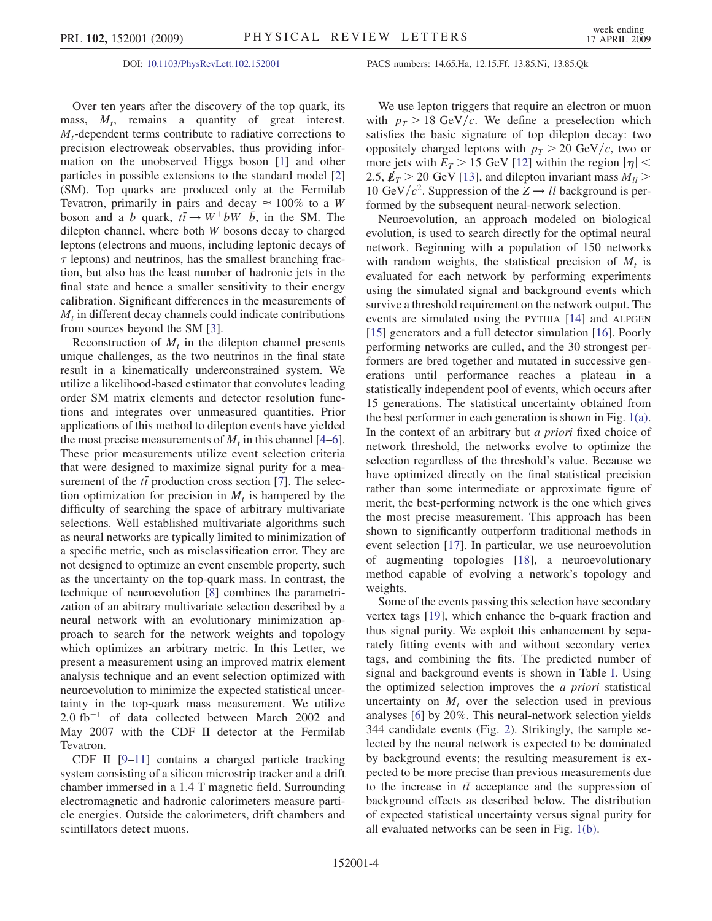DOI: 10.1103/PhysRevLett.102.152001 PACS numbers: 14.65.Ha, 12.15.Ff, 13.85.Ni, 13.85.Qk

Over ten years after the discovery of the top quark, its mass, $M_t$, remains a quantity of great interest. $M_t$-dependent terms contribute to radiative corrections to precision electroweak observables, thus providing information on the unobserved Higgs boson [1] and other particles in possible extensions to the standard model [2] (SM). Top quarks are produced only at the Fermilab Tevatron, primarily in pairs and decay $\approx 100\%$ to a $W$ boson and a $b$ quark, $t\bar{t} \rightarrow W^+bW^-\bar{b}$, in the SM. The dilepton channel, where both $W$ bosons decay to charged leptons (electrons and muons, including leptonic decays of $\tau$ leptons) and neutrinos, has the smallest branching fraction, but also has the least number of hadronic jets in the final state and hence a smaller sensitivity to their energy calibration. Significant differences in the measurements of $M_t$ in different decay channels could indicate contributions from sources beyond the SM [3].

Reconstruction of $M_t$ in the dilepton channel presents unique challenges, as the two neutrinos in the final state result in a kinematically underconstrained system. We utilize a likelihood-based estimator that convolutes leading order SM matrix elements and detector resolution functions and integrates over unmeasured quantities. Prior applications of this method to dilepton events have yielded the most precise measurements of $M_t$ in this channel [4–6]. These prior measurements utilize event selection criteria that were designed to maximize signal purity for a measurement of the $t\bar{t}$ production cross section [7]. The selection optimization for precision in $M_t$ is hampered by the difficulty of searching the space of arbitrary multivariate selections. Well established multivariate algorithms such as neural networks are typically limited to minimization of a specific metric, such as misclassification error. They are not designed to optimize an event ensemble property, such as the uncertainty on the top-quark mass. In contrast, the technique of neuroevolution [8] combines the parametrization of an abitrary multivariate selection described by a neural network with an evolutionary minimization approach to search for the network weights and topology which optimizes an arbitrary metric. In this Letter, we present a measurement using an improved matrix element analysis technique and an event selection optimized with neuroevolution to minimize the expected statistical uncertainty in the top-quark mass measurement. We utilize 2.0 fb$^{-1}$ of data collected between March 2002 and May 2007 with the CDF II detector at the Fermilab Tevatron.

CDF II [9–11] contains a charged particle tracking system consisting of a silicon microstrip tracker and a drift chamber immersed in a 1.4 T magnetic field. Surrounding electromagnetic and hadronic calorimeters measure particle energies. Outside the calorimeters, drift chambers and scintillators detect muons.

We use lepton triggers that require an electron or muon with $p_T > 18$ GeV/$c$. We define a preselection which satisfies the basic signature of top dilepton decay: two oppositely charged leptons with $p_T > 20$ GeV/$c$, two or more jets with $E_T > 15$ GeV [12] within the region $|\eta| < 2.5$, $\not\!\!E_T > 20$ GeV [13], and dilepton invariant mass $M_{ll} > 10$ GeV/$c^2$. Suppression of the $Z \rightarrow ll$ background is performed by the subsequent neural-network selection.

Neuroevolution, an approach modeled on biological evolution, is used to search directly for the optimal neural network. Beginning with a population of 150 networks with random weights, the statistical precision of $M_t$ is evaluated for each network by performing experiments using the simulated signal and background events which survive a threshold requirement on the network output. The events are simulated using the PYTHIA [14] and ALPGEN [15] generators and a full detector simulation [16]. Poorly performing networks are culled, and the 30 strongest performers are bred together and mutated in successive generations until performance reaches a plateau in a statistically independent pool of events, which occurs after 15 generations. The statistical uncertainty obtained from the best performer in each generation is shown in Fig. 1(a). In the context of an arbitrary but *a priori* fixed choice of network threshold, the networks evolve to optimize the selection regardless of the threshold's value. Because we have optimized directly on the final statistical precision rather than some intermediate or approximate figure of merit, the best-performing network is the one which gives the most precise measurement. This approach has been shown to significantly outperform traditional methods in event selection [17]. In particular, we use neuroevolution of augmenting topologies [18], a neuroevolutionary method capable of evolving a network's topology and weights.

Some of the events passing this selection have secondary vertex tags [19], which enhance the b-quark fraction and thus signal purity. We exploit this enhancement by separately fitting events with and without secondary vertex tags, and combining the fits. The predicted number of signal and background events is shown in Table I. Using the optimized selection improves the *a priori* statistical uncertainty on $M_t$ over the selection used in previous analyses [6] by 20%. This neural-network selection yields 344 candidate events (Fig. 2). Strikingly, the sample selected by the neural network is expected to be dominated by background events; the resulting measurement is expected to be more precise than previous measurements due to the increase in $t\bar{t}$ acceptance and the suppression of background effects as described below. The distribution of expected statistical uncertainty versus signal purity for all evaluated networks can be seen in Fig. 1(b).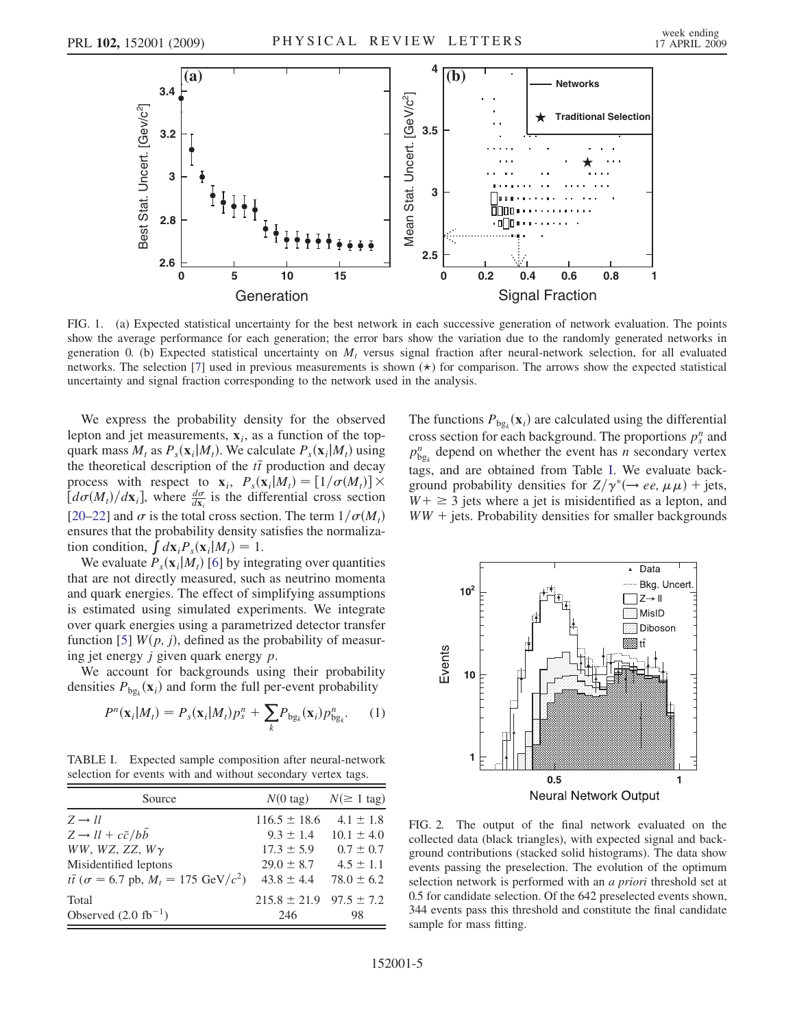FIG. 1. (a) Expected statistical uncertainty for the best network in each successive generation of network evaluation. The points show the average performance for each generation; the error bars show the variation due to the randomly generated networks in generation 0. (b) Expected statistical uncertainty on $M_t$ versus signal fraction after neural-network selection, for all evaluated networks. The selection [7] used in previous measurements is shown ($\star$) for comparison. The arrows show the expected statistical uncertainty and signal fraction corresponding to the network used in the analysis.

We express the probability density for the observed lepton and jet measurements, $\mathbf{x}_i$, as a function of the top-quark mass $M_t$ as $P_s(\mathbf{x}_i|M_t)$. We calculate $P_s(\mathbf{x}_i|M_t)$ using the theoretical description of the $t\bar{t}$ production and decay process with respect to $\mathbf{x}_i$, $P_s(\mathbf{x}_i|M_t) = [1/\sigma(M_t)] \times [d\sigma(M_t)/d\mathbf{x}_i]$, where $\frac{d\sigma}{d\mathbf{x}_i}$ is the differential cross section [20–22] and $\sigma$ is the total cross section. The term $1/\sigma(M_t)$ ensures that the probability density satisfies the normalization condition, $\int d\mathbf{x}_i P_s(\mathbf{x}_i|M_t) = 1$.

We evaluate $P_s(\mathbf{x}_i|M_t)$ [6] by integrating over quantities that are not directly measured, such as neutrino momenta and quark energies. The effect of simplifying assumptions is estimated using simulated experiments. We integrate over quark energies using a parametrized detector transfer function [5] $W(p, j)$, defined as the probability of measuring jet energy $j$ given quark energy $p$.

We account for backgrounds using their probability densities $P_{\mathrm{bg}_k}(\mathbf{x}_i)$ and form the full per-event probability

$$P^n(\mathbf{x}_i|M_t) = P_s(\mathbf{x}_i|M_t)p_s^n + \sum_k P_{\mathrm{bg}_k}(\mathbf{x}_i)p_{\mathrm{bg}_k}^n. \quad (1)$$

TABLE I. Expected sample composition after neural-network selection for events with and without secondary vertex tags.

| Source | $N$(0 tag) | $N(\geq 1$ tag) |
|---|---|---|
| $Z \to ll$ | $116.5 \pm 18.6$ | $4.1 \pm 1.8$ |
| $Z \to ll + c\bar{c}/b\bar{b}$ | $9.3 \pm 1.4$ | $10.1 \pm 4.0$ |
| $WW$, $WZ$, $ZZ$, $W\gamma$ | $17.3 \pm 5.9$ | $0.7 \pm 0.7$ |
| Misidentified leptons | $29.0 \pm 8.7$ | $4.5 \pm 1.1$ |
| $t\bar{t}$ ($\sigma = 6.7$ pb, $M_t = 175$ GeV/$c^2$) | $43.8 \pm 4.4$ | $78.0 \pm 6.2$ |
| Total | $215.8 \pm 21.9$ | $97.5 \pm 7.2$ |
| Observed (2.0 fb$^{-1}$) | 246 | 98 |

The functions $P_{\mathrm{bg}_k}(\mathbf{x}_i)$ are calculated using the differential cross section for each background. The proportions $p_s^n$ and $p_{\mathrm{bg}_k}^n$ depend on whether the event has $n$ secondary vertex tags, and are obtained from Table I. We evaluate background probability densities for $Z/\gamma^*(\to ee, \mu\mu)$ + jets, $W+ \geq 3$ jets where a jet is misidentified as a lepton, and $WW$ + jets. Probability densities for smaller backgrounds

FIG. 2. The output of the final network evaluated on the collected data (black triangles), with expected signal and background contributions (stacked solid histograms). The data show events passing the preselection. The evolution of the optimum selection network is performed with an *a priori* threshold set at 0.5 for candidate selection. Of the 642 preselected events shown, 344 events pass this threshold and constitute the final candidate sample for mass fitting.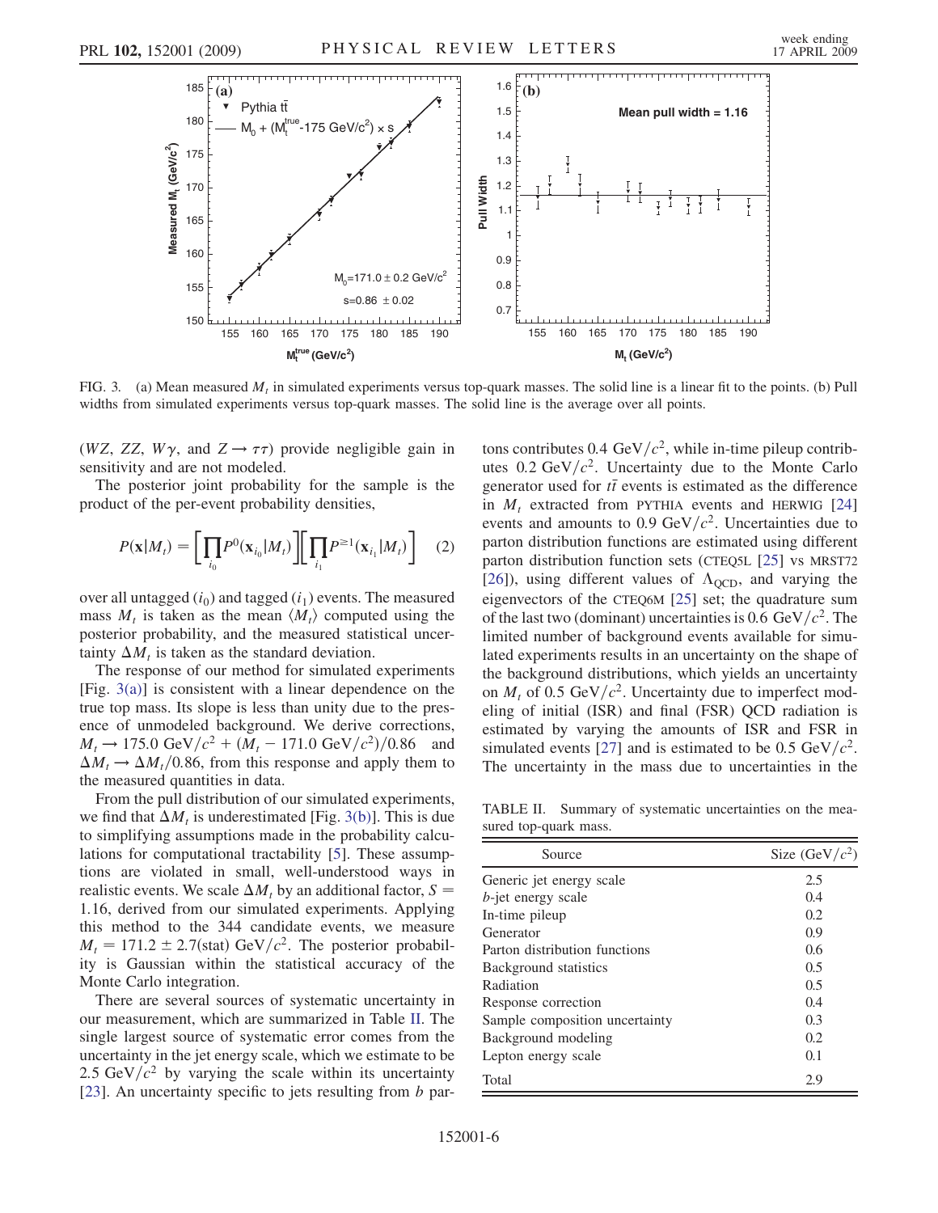FIG. 3. (a) Mean measured $M_t$ in simulated experiments versus top-quark masses. The solid line is a linear fit to the points. (b) Pull widths from simulated experiments versus top-quark masses. The solid line is the average over all points.

($WZ$, $ZZ$, $W\gamma$, and $Z \to \tau\tau$) provide negligible gain in sensitivity and are not modeled.

The posterior joint probability for the sample is the product of the per-event probability densities,

$$P(\mathbf{x}|M_t) = \left[\prod_{i_0} P^0(\mathbf{x}_{i_0}|M_t)\right]\left[\prod_{i_1} P^{\geq 1}(\mathbf{x}_{i_1}|M_t)\right] \quad (2)$$

over all untagged ($i_0$) and tagged ($i_1$) events. The measured mass $M_t$ is taken as the mean $\langle M_t \rangle$ computed using the posterior probability, and the measured statistical uncertainty $\Delta M_t$ is taken as the standard deviation.

The response of our method for simulated experiments [Fig. 3(a)] is consistent with a linear dependence on the true top mass. Its slope is less than unity due to the presence of unmodeled background. We derive corrections, $M_t \to 175.0\ \text{GeV}/c^2 + (M_t - 171.0\ \text{GeV}/c^2)/0.86$ and $\Delta M_t \to \Delta M_t/0.86$, from this response and apply them to the measured quantities in data.

From the pull distribution of our simulated experiments, we find that $\Delta M_t$ is underestimated [Fig. 3(b)]. This is due to simplifying assumptions made in the probability calculations for computational tractability [5]. These assumptions are violated in small, well-understood ways in realistic events. We scale $\Delta M_t$ by an additional factor, $S = 1.16$, derived from our simulated experiments. Applying this method to the 344 candidate events, we measure $M_t = 171.2 \pm 2.7(\text{stat})\ \text{GeV}/c^2$. The posterior probability is Gaussian within the statistical accuracy of the Monte Carlo integration.

There are several sources of systematic uncertainty in our measurement, which are summarized in Table II. The single largest source of systematic error comes from the uncertainty in the jet energy scale, which we estimate to be $2.5\ \text{GeV}/c^2$ by varying the scale within its uncertainty [23]. An uncertainty specific to jets resulting from $b$ partons contributes $0.4\ \text{GeV}/c^2$, while in-time pileup contributes $0.2\ \text{GeV}/c^2$. Uncertainty due to the Monte Carlo generator used for $t\bar{t}$ events is estimated as the difference in $M_t$ extracted from PYTHIA events and HERWIG [24] events and amounts to $0.9\ \text{GeV}/c^2$. Uncertainties due to parton distribution functions are estimated using different parton distribution function sets (CTEQ5L [25] vs MRST72 [26]), using different values of $\Lambda_{\text{QCD}}$, and varying the eigenvectors of the CTEQ6M [25] set; the quadrature sum of the last two (dominant) uncertainties is $0.6\ \text{GeV}/c^2$. The limited number of background events available for simulated experiments results in an uncertainty on the shape of the background distributions, which yields an uncertainty on $M_t$ of $0.5\ \text{GeV}/c^2$. Uncertainty due to imperfect modeling of initial (ISR) and final (FSR) QCD radiation is estimated by varying the amounts of ISR and FSR in simulated events [27] and is estimated to be $0.5\ \text{GeV}/c^2$. The uncertainty in the mass due to uncertainties in the

TABLE II. Summary of systematic uncertainties on the measured top-quark mass.

| Source | Size ($\text{GeV}/c^2$) |
|---|---|
| Generic jet energy scale | 2.5 |
| $b$-jet energy scale | 0.4 |
| In-time pileup | 0.2 |
| Generator | 0.9 |
| Parton distribution functions | 0.6 |
| Background statistics | 0.5 |
| Radiation | 0.5 |
| Response correction | 0.4 |
| Sample composition uncertainty | 0.3 |
| Background modeling | 0.2 |
| Lepton energy scale | 0.1 |
| Total | 2.9 |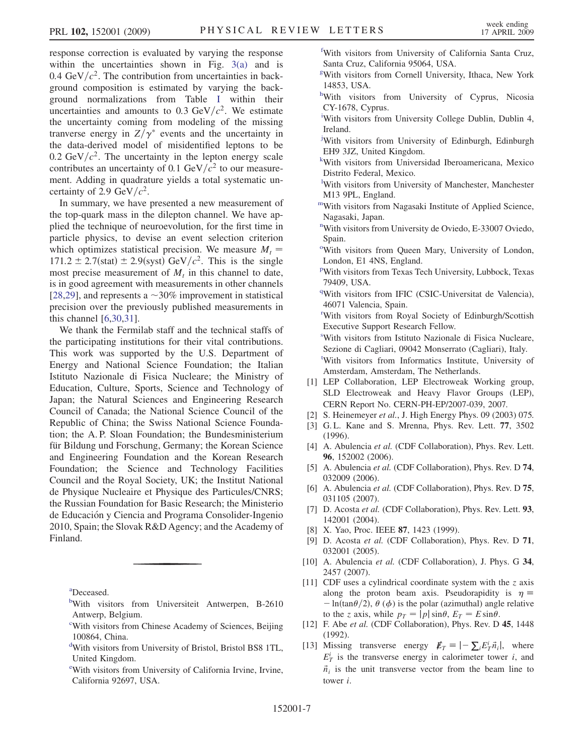response correction is evaluated by varying the response within the uncertainties shown in Fig. 3(a) and is 0.4 $\mathrm{GeV}/c^2$. The contribution from uncertainties in background composition is estimated by varying the background normalizations from Table I within their uncertainties and amounts to 0.3 $\mathrm{GeV}/c^2$. We estimate the uncertainty coming from modeling of the missing tranverse energy in $Z/\gamma^*$ events and the uncertainty in the data-derived model of misidentified leptons to be 0.2 $\mathrm{GeV}/c^2$. The uncertainty in the lepton energy scale contributes an uncertainty of 0.1 $\mathrm{GeV}/c^2$ to our measurement. Adding in quadrature yields a total systematic uncertainty of 2.9 $\mathrm{GeV}/c^2$.

In summary, we have presented a new measurement of the top-quark mass in the dilepton channel. We have applied the technique of neuroevolution, for the first time in particle physics, to devise an event selection criterion which optimizes statistical precision. We measure $M_t = 171.2 \pm 2.7(\mathrm{stat}) \pm 2.9(\mathrm{syst})\ \mathrm{GeV}/c^2$. This is the single most precise measurement of $M_t$ in this channel to date, is in good agreement with measurements in other channels [28,29], and represents a $\sim$30% improvement in statistical precision over the previously published measurements in this channel [6,30,31].

We thank the Fermilab staff and the technical staffs of the participating institutions for their vital contributions. This work was supported by the U.S. Department of Energy and National Science Foundation; the Italian Istituto Nazionale di Fisica Nucleare; the Ministry of Education, Culture, Sports, Science and Technology of Japan; the Natural Sciences and Engineering Research Council of Canada; the National Science Council of the Republic of China; the Swiss National Science Foundation; the A. P. Sloan Foundation; the Bundesministerium für Bildung und Forschung, Germany; the Korean Science and Engineering Foundation and the Korean Research Foundation; the Science and Technology Facilities Council and the Royal Society, UK; the Institut National de Physique Nucleaire et Physique des Particules/CNRS; the Russian Foundation for Basic Research; the Ministerio de Educación y Ciencia and Programa Consolider-Ingenio 2010, Spain; the Slovak R&D Agency; and the Academy of Finland.

---

[a]Deceased.

[b]With visitors from Universiteit Antwerpen, B-2610 Antwerp, Belgium.

[c]With visitors from Chinese Academy of Sciences, Beijing 100864, China.

[d]With visitors from University of Bristol, Bristol BS8 1TL, United Kingdom.

[e]With visitors from University of California Irvine, Irvine, California 92697, USA.

[f]With visitors from University of California Santa Cruz, Santa Cruz, California 95064, USA.

[g]With visitors from Cornell University, Ithaca, New York 14853, USA.

[h]With visitors from University of Cyprus, Nicosia CY-1678, Cyprus.

[i]With visitors from University College Dublin, Dublin 4, Ireland.

[j]With visitors from University of Edinburgh, Edinburgh EH9 3JZ, United Kingdom.

[k]With visitors from Universidad Iberoamericana, Mexico Distrito Federal, Mexico.

[l]With visitors from University of Manchester, Manchester M13 9PL, England.

[m]With visitors from Nagasaki Institute of Applied Science, Nagasaki, Japan.

[n]With visitors from University de Oviedo, E-33007 Oviedo, Spain.

[o]With visitors from Queen Mary, University of London, London, E1 4NS, England.

[p]With visitors from Texas Tech University, Lubbock, Texas 79409, USA.

[q]With visitors from IFIC (CSIC-Universitat de Valencia), 46071 Valencia, Spain.

[r]With visitors from Royal Society of Edinburgh/Scottish Executive Support Research Fellow.

[s]With visitors from Istituto Nazionale di Fisica Nucleare, Sezione di Cagliari, 09042 Monserrato (Cagliari), Italy.

[t]With visitors from Informatics Institute, University of Amsterdam, Amsterdam, The Netherlands.

[1] LEP Collaboration, LEP Electroweak Working group, SLD Electroweak and Heavy Flavor Groups (LEP), CERN Report No. CERN-PH-EP/2007-039, 2007.

[2] S. Heinemeyer *et al.*, J. High Energy Phys. 09 (2003) 075.

[3] G. L. Kane and S. Mrenna, Phys. Rev. Lett. **77**, 3502 (1996).

[4] A. Abulencia *et al.* (CDF Collaboration), Phys. Rev. Lett. **96**, 152002 (2006).

[5] A. Abulencia *et al.* (CDF Collaboration), Phys. Rev. D **74**, 032009 (2006).

[6] A. Abulencia *et al.* (CDF Collaboration), Phys. Rev. D **75**, 031105 (2007).

[7] D. Acosta *et al.* (CDF Collaboration), Phys. Rev. Lett. **93**, 142001 (2004).

[8] X. Yao, Proc. IEEE **87**, 1423 (1999).

[9] D. Acosta *et al.* (CDF Collaboration), Phys. Rev. D **71**, 032001 (2005).

[10] A. Abulencia *et al.* (CDF Collaboration), J. Phys. G **34**, 2457 (2007).

[11] CDF uses a cylindrical coordinate system with the $z$ axis along the proton beam axis. Pseudorapidity is $\eta \equiv -\ln(\tan\theta/2)$, $\theta$ ($\phi$) is the polar (azimuthal) angle relative to the $z$ axis, while $p_T = |p|\sin\theta$, $E_T = E\sin\theta$.

[12] F. Abe *et al.* (CDF Collaboration), Phys. Rev. D **45**, 1448 (1992).

[13] Missing transverse energy $\not{E}_T \equiv |-\sum_i E_T^i \vec{n}_i|$, where $E_T^i$ is the transverse energy in calorimeter tower $i$, and $\vec{n}_i$ is the unit transverse vector from the beam line to tower $i$.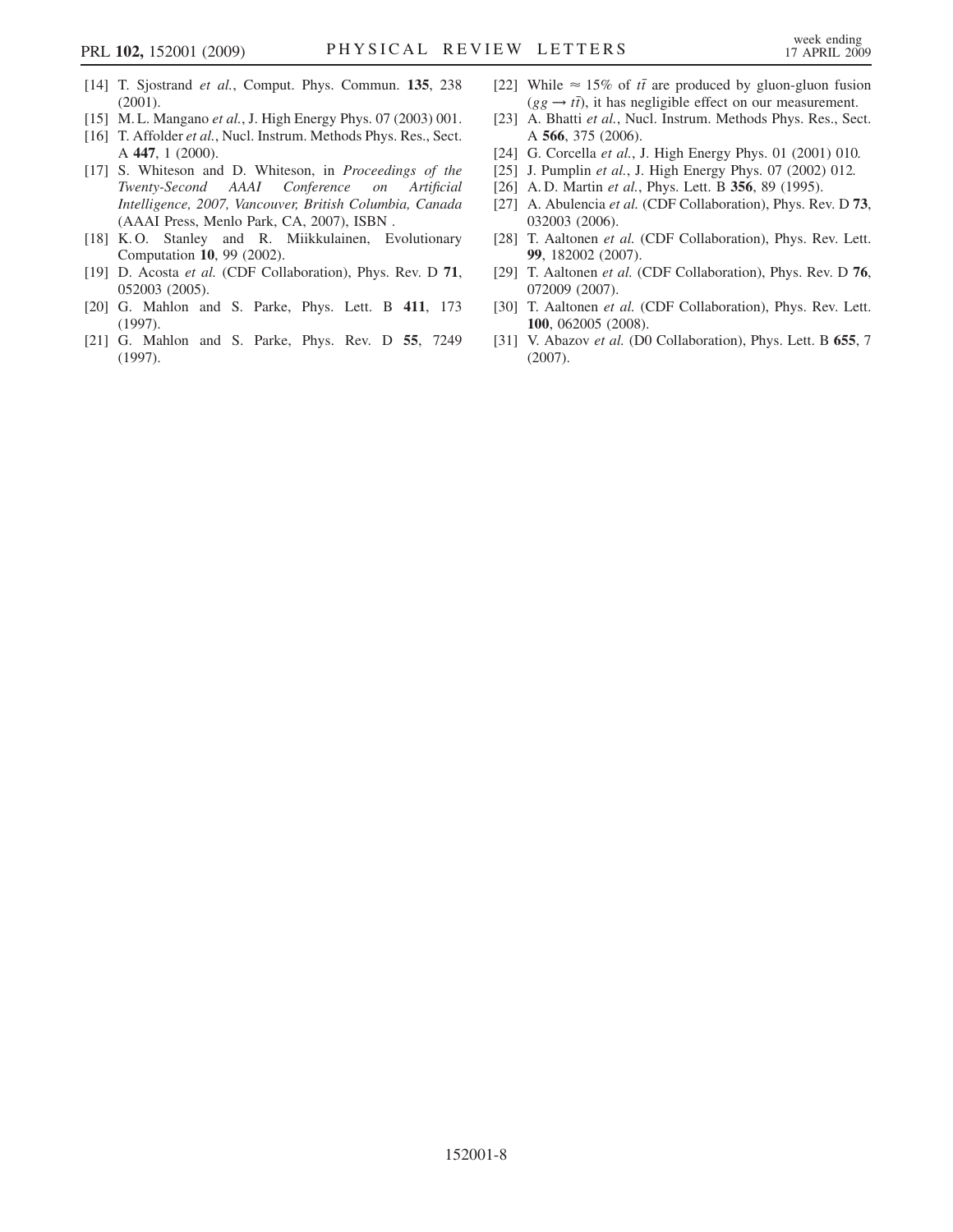[14] T. Sjostrand *et al.*, Comput. Phys. Commun. **135**, 238 (2001).

[15] M. L. Mangano *et al.*, J. High Energy Phys. 07 (2003) 001.

[16] T. Affolder *et al.*, Nucl. Instrum. Methods Phys. Res., Sect. A **447**, 1 (2000).

[17] S. Whiteson and D. Whiteson, in *Proceedings of the Twenty-Second AAAI Conference on Artificial Intelligence, 2007, Vancouver, British Columbia, Canada* (AAAI Press, Menlo Park, CA, 2007), ISBN .

[18] K. O. Stanley and R. Miikkulainen, Evolutionary Computation **10**, 99 (2002).

[19] D. Acosta *et al.* (CDF Collaboration), Phys. Rev. D **71**, 052003 (2005).

[20] G. Mahlon and S. Parke, Phys. Lett. B **411**, 173 (1997).

[21] G. Mahlon and S. Parke, Phys. Rev. D **55**, 7249 (1997).

[22] While $\approx 15\%$ of $t\bar{t}$ are produced by gluon-gluon fusion ($gg \rightarrow t\bar{t}$), it has negligible effect on our measurement.

[23] A. Bhatti *et al.*, Nucl. Instrum. Methods Phys. Res., Sect. A **566**, 375 (2006).

[24] G. Corcella *et al.*, J. High Energy Phys. 01 (2001) 010.

[25] J. Pumplin *et al.*, J. High Energy Phys. 07 (2002) 012.

[26] A. D. Martin *et al.*, Phys. Lett. B **356**, 89 (1995).

[27] A. Abulencia *et al.* (CDF Collaboration), Phys. Rev. D **73**, 032003 (2006).

[28] T. Aaltonen *et al.* (CDF Collaboration), Phys. Rev. Lett. **99**, 182002 (2007).

[29] T. Aaltonen *et al.* (CDF Collaboration), Phys. Rev. D **76**, 072009 (2007).

[30] T. Aaltonen *et al.* (CDF Collaboration), Phys. Rev. Lett. **100**, 062005 (2008).

[31] V. Abazov *et al.* (D0 Collaboration), Phys. Lett. B **655**, 7 (2007).